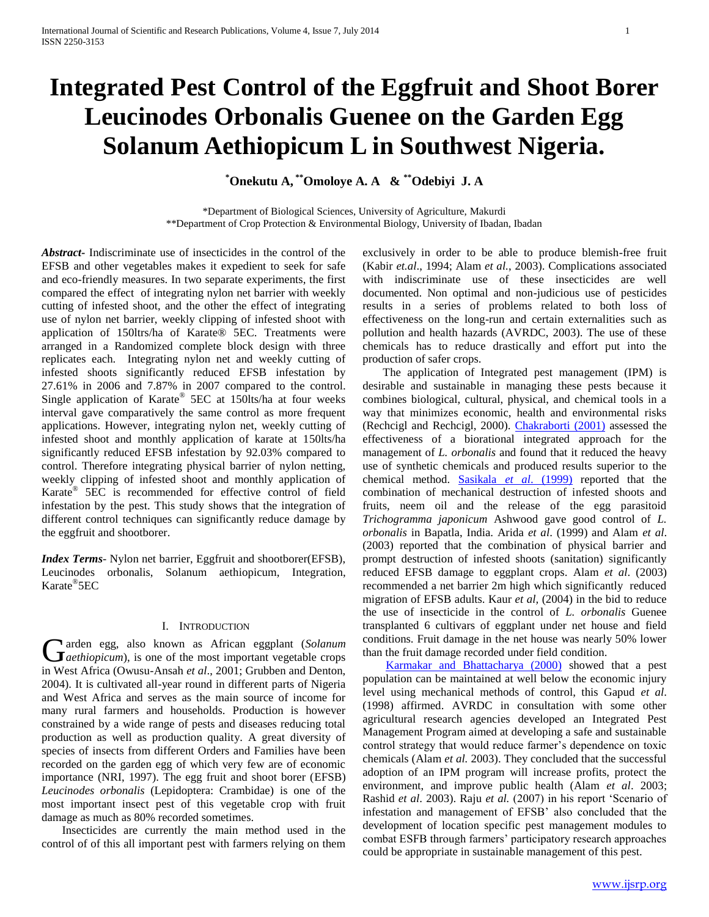# Integrated Pest Control of the Eggfruit and Shoot Borer Leucinodes Orbonalis Guenee on the Garden Egg Solanum Aethiopicum L in Southwest Nigeria.

**[*]Onekutu A, [**]Omoloye A. A & [**]Odebiyi J. A**

*Department of Biological Sciences, University of Agriculture, Makurdi
**Department of Crop Protection & Environmental Biology, University of Ibadan, Ibadan

***Abstract***- Indiscriminate use of insecticides in the control of the EFSB and other vegetables makes it expedient to seek for safe and eco-friendly measures. In two separate experiments, the first compared the effect of integrating nylon net barrier with weekly cutting of infested shoot, and the other the effect of integrating use of nylon net barrier, weekly clipping of infested shoot with application of 150ltrs/ha of Karate® 5EC. Treatments were arranged in a Randomized complete block design with three replicates each. Integrating nylon net and weekly cutting of infested shoots significantly reduced EFSB infestation by 27.61% in 2006 and 7.87% in 2007 compared to the control. Single application of Karate® 5EC at 150lts/ha at four weeks interval gave comparatively the same control as more frequent applications. However, integrating nylon net, weekly cutting of infested shoot and monthly application of karate at 150lts/ha significantly reduced EFSB infestation by 92.03% compared to control. Therefore integrating physical barrier of nylon netting, weekly clipping of infested shoot and monthly application of Karate® 5EC is recommended for effective control of field infestation by the pest. This study shows that the integration of different control techniques can significantly reduce damage by the eggfruit and shootborer.

***Index Terms***- Nylon net barrier, Eggfruit and shootborer(EFSB), Leucinodes orbonalis, Solanum aethiopicum, Integration, Karate®5EC

## I. Introduction

Garden egg, also known as African eggplant (*Solanum aethiopicum*), is one of the most important vegetable crops in West Africa (Owusu-Ansah *et al*., 2001; Grubben and Denton, 2004). It is cultivated all-year round in different parts of Nigeria and West Africa and serves as the main source of income for many rural farmers and households. Production is however constrained by a wide range of pests and diseases reducing total production as well as production quality. A great diversity of species of insects from different Orders and Families have been recorded on the garden egg of which very few are of economic importance (NRI, 1997). The egg fruit and shoot borer (EFSB) *Leucinodes orbonalis* (Lepidoptera: Crambidae) is one of the most important insect pest of this vegetable crop with fruit damage as much as 80% recorded sometimes.

Insecticides are currently the main method used in the control of of this all important pest with farmers relying on them exclusively in order to be able to produce blemish-free fruit (Kabir *et.al*., 1994; Alam *et al.*, 2003). Complications associated with indiscriminate use of these insecticides are well documented. Non optimal and non-judicious use of pesticides results in a series of problems related to both loss of effectiveness on the long-run and certain externalities such as pollution and health hazards (AVRDC, 2003). The use of these chemicals has to reduce drastically and effort put into the production of safer crops.

The application of Integrated pest management (IPM) is desirable and sustainable in managing these pests because it combines biological, cultural, physical, and chemical tools in a way that minimizes economic, health and environmental risks (Rechcigl and Rechcigl, 2000). Chakraborti (2001) assessed the effectiveness of a biorational integrated approach for the management of *L. orbonalis* and found that it reduced the heavy use of synthetic chemicals and produced results superior to the chemical method. Sasikala *et al*. (1999) reported that the combination of mechanical destruction of infested shoots and fruits, neem oil and the release of the egg parasitoid *Trichogramma japonicum* Ashwood gave good control of *L. orbonalis* in Bapatla, India. Arida *et al*. (1999) and Alam *et al*. (2003) reported that the combination of physical barrier and prompt destruction of infested shoots (sanitation) significantly reduced EFSB damage to eggplant crops. Alam *et al*. (2003) recommended a net barrier 2m high which significantly reduced migration of EFSB adults. Kaur *et al,* (2004) in the bid to reduce the use of insecticide in the control of *L. orbonalis* Guenee transplanted 6 cultivars of eggplant under net house and field conditions. Fruit damage in the net house was nearly 50% lower than the fruit damage recorded under field condition.

Karmakar and Bhattacharya (2000) showed that a pest population can be maintained at well below the economic injury level using mechanical methods of control, this Gapud *et al*. (1998) affirmed. AVRDC in consultation with some other agricultural research agencies developed an Integrated Pest Management Program aimed at developing a safe and sustainable control strategy that would reduce farmer's dependence on toxic chemicals (Alam *et al.* 2003). They concluded that the successful adoption of an IPM program will increase profits, protect the environment, and improve public health (Alam *et al*. 2003; Rashid *et al*. 2003). Raju *et al.* (2007) in his report 'Scenario of infestation and management of EFSB' also concluded that the development of location specific pest management modules to combat ESFB through farmers' participatory research approaches could be appropriate in sustainable management of this pest.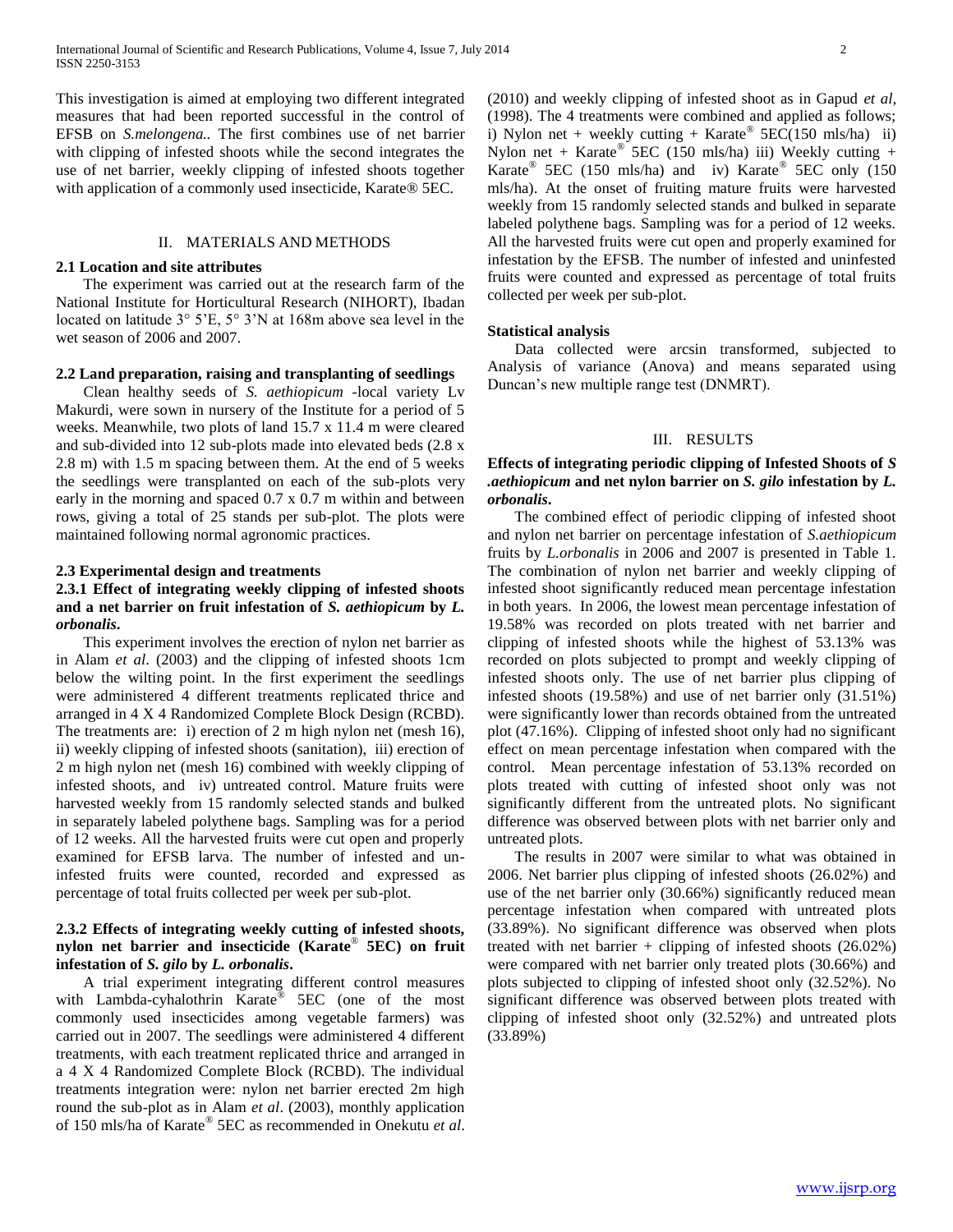This investigation is aimed at employing two different integrated measures that had been reported successful in the control of EFSB on *S.melongena.*. The first combines use of net barrier with clipping of infested shoots while the second integrates the use of net barrier, weekly clipping of infested shoots together with application of a commonly used insecticide, Karate® 5EC.

## II. Materials and Methods

### 2.1 Location and site attributes

The experiment was carried out at the research farm of the National Institute for Horticultural Research (NIHORT), Ibadan located on latitude 3° 5'E, 5° 3'N at 168m above sea level in the wet season of 2006 and 2007.

### 2.2 Land preparation, raising and transplanting of seedlings

Clean healthy seeds of *S. aethiopicum* -local variety Lv Makurdi, were sown in nursery of the Institute for a period of 5 weeks. Meanwhile, two plots of land 15.7 x 11.4 m were cleared and sub-divided into 12 sub-plots made into elevated beds (2.8 x 2.8 m) with 1.5 m spacing between them. At the end of 5 weeks the seedlings were transplanted on each of the sub-plots very early in the morning and spaced 0.7 x 0.7 m within and between rows, giving a total of 25 stands per sub-plot. The plots were maintained following normal agronomic practices.

### 2.3 Experimental design and treatments

#### 2.3.1 Effect of integrating weekly clipping of infested shoots and a net barrier on fruit infestation of *S. aethiopicum* by *L. orbonalis*.

This experiment involves the erection of nylon net barrier as in Alam *et al*. (2003) and the clipping of infested shoots 1cm below the wilting point. In the first experiment the seedlings were administered 4 different treatments replicated thrice and arranged in 4 X 4 Randomized Complete Block Design (RCBD). The treatments are: i) erection of 2 m high nylon net (mesh 16), ii) weekly clipping of infested shoots (sanitation), iii) erection of 2 m high nylon net (mesh 16) combined with weekly clipping of infested shoots, and iv) untreated control. Mature fruits were harvested weekly from 15 randomly selected stands and bulked in separately labeled polythene bags. Sampling was for a period of 12 weeks. All the harvested fruits were cut open and properly examined for EFSB larva. The number of infested and un-infested fruits were counted, recorded and expressed as percentage of total fruits collected per week per sub-plot.

#### 2.3.2 Effects of integrating weekly cutting of infested shoots, nylon net barrier and insecticide (Karate® 5EC) on fruit infestation of *S. gilo* by *L. orbonalis*.

A trial experiment integrating different control measures with Lambda-cyhalothrin Karate® 5EC (one of the most commonly used insecticides among vegetable farmers) was carried out in 2007. The seedlings were administered 4 different treatments, with each treatment replicated thrice and arranged in a 4 X 4 Randomized Complete Block (RCBD). The individual treatments integration were: nylon net barrier erected 2m high round the sub-plot as in Alam *et al*. (2003), monthly application of 150 mls/ha of Karate® 5EC as recommended in Onekutu *et al*. (2010) and weekly clipping of infested shoot as in Gapud *et al*, (1998). The 4 treatments were combined and applied as follows; i) Nylon net + weekly cutting + Karate® 5EC(150 mls/ha) ii) Nylon net + Karate® 5EC (150 mls/ha) iii) Weekly cutting + Karate® 5EC (150 mls/ha) and iv) Karate® 5EC only (150 mls/ha). At the onset of fruiting mature fruits were harvested weekly from 15 randomly selected stands and bulked in separate labeled polythene bags. Sampling was for a period of 12 weeks. All the harvested fruits were cut open and properly examined for infestation by the EFSB. The number of infested and uninfested fruits were counted and expressed as percentage of total fruits collected per week per sub-plot.

### Statistical analysis

Data collected were arcsin transformed, subjected to Analysis of variance (Anova) and means separated using Duncan's new multiple range test (DNMRT).

## III. Results

### Effects of integrating periodic clipping of Infested Shoots of *S .aethiopicum* and net nylon barrier on *S. gilo* infestation by *L. orbonalis*.

The combined effect of periodic clipping of infested shoot and nylon net barrier on percentage infestation of *S.aethiopicum* fruits by *L.orbonalis* in 2006 and 2007 is presented in Table 1. The combination of nylon net barrier and weekly clipping of infested shoot significantly reduced mean percentage infestation in both years. In 2006, the lowest mean percentage infestation of 19.58% was recorded on plots treated with net barrier and clipping of infested shoots while the highest of 53.13% was recorded on plots subjected to prompt and weekly clipping of infested shoots only. The use of net barrier plus clipping of infested shoots (19.58%) and use of net barrier only (31.51%) were significantly lower than records obtained from the untreated plot (47.16%). Clipping of infested shoot only had no significant effect on mean percentage infestation when compared with the control. Mean percentage infestation of 53.13% recorded on plots treated with cutting of infested shoot only was not significantly different from the untreated plots. No significant difference was observed between plots with net barrier only and untreated plots.

The results in 2007 were similar to what was obtained in 2006. Net barrier plus clipping of infested shoots (26.02%) and use of the net barrier only (30.66%) significantly reduced mean percentage infestation when compared with untreated plots (33.89%). No significant difference was observed when plots treated with net barrier + clipping of infested shoots (26.02%) were compared with net barrier only treated plots (30.66%) and plots subjected to clipping of infested shoot only (32.52%). No significant difference was observed between plots treated with clipping of infested shoot only (32.52%) and untreated plots (33.89%)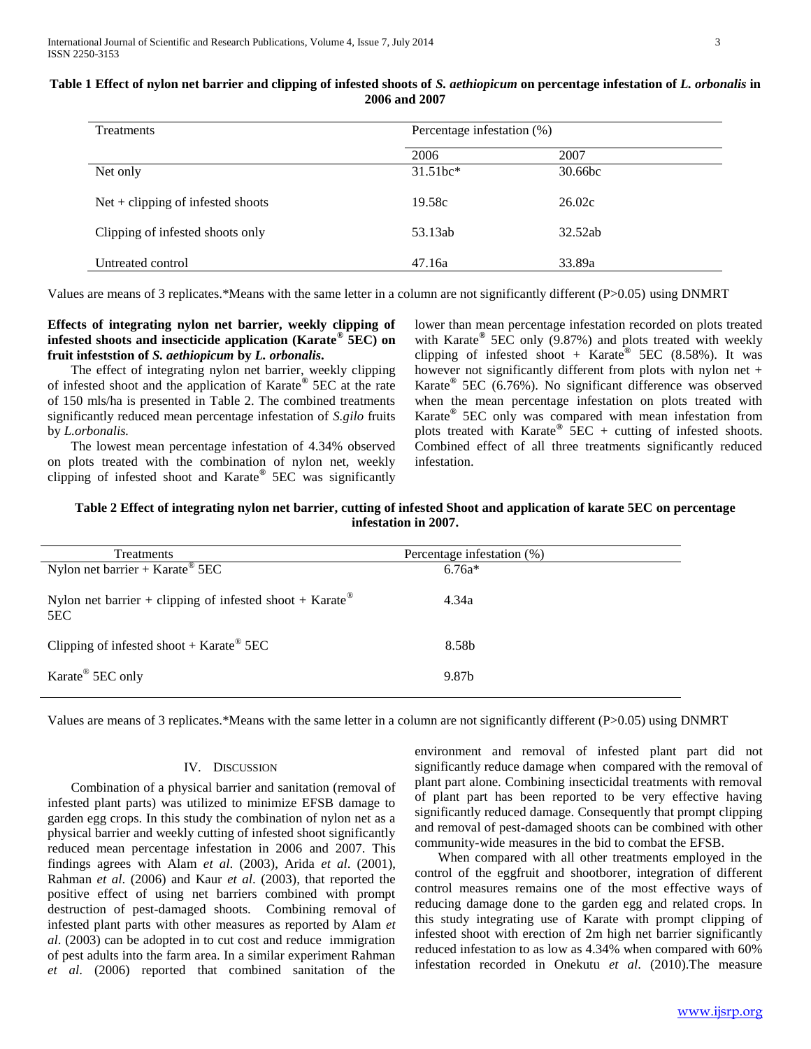**Table 1 Effect of nylon net barrier and clipping of infested shoots of *S. aethiopicum* on percentage infestation of *L. orbonalis* in 2006 and 2007**

| Treatments | Percentage infestation (%) | |
|---|---|---|
| | 2006 | 2007 |
| Net only | 31.51bc* | 30.66bc |
| Net + clipping of infested shoots | 19.58c | 26.02c |
| Clipping of infested shoots only | 53.13ab | 32.52ab |
| Untreated control | 47.16a | 33.89a |

Values are means of 3 replicates.*Means with the same letter in a column are not significantly different (P>0.05) using DNMRT

**Effects of integrating nylon net barrier, weekly clipping of infested shoots and insecticide application (Karate® 5EC) on fruit infeststion of *S. aethiopicum* by *L. orbonalis*.**

The effect of integrating nylon net barrier, weekly clipping of infested shoot and the application of Karate® 5EC at the rate of 150 mls/ha is presented in Table 2. The combined treatments significantly reduced mean percentage infestation of *S.gilo* fruits by *L.orbonalis.*

The lowest mean percentage infestation of 4.34% observed on plots treated with the combination of nylon net, weekly clipping of infested shoot and Karate® 5EC was significantly lower than mean percentage infestation recorded on plots treated with Karate® 5EC only (9.87%) and plots treated with weekly clipping of infested shoot + Karate® 5EC (8.58%). It was however not significantly different from plots with nylon net + Karate® 5EC (6.76%). No significant difference was observed when the mean percentage infestation on plots treated with Karate® 5EC only was compared with mean infestation from plots treated with Karate® 5EC + cutting of infested shoots. Combined effect of all three treatments significantly reduced infestation.

**Table 2 Effect of integrating nylon net barrier, cutting of infested Shoot and application of karate 5EC on percentage infestation in 2007.**

| Treatments | Percentage infestation (%) |
|---|---|
| Nylon net barrier + Karate® 5EC | 6.76a* |
| Nylon net barrier + clipping of infested shoot + Karate® 5EC | 4.34a |
| Clipping of infested shoot + Karate® 5EC | 8.58b |
| Karate® 5EC only | 9.87b |

Values are means of 3 replicates.*Means with the same letter in a column are not significantly different (P>0.05) using DNMRT

## IV. Discussion

Combination of a physical barrier and sanitation (removal of infested plant parts) was utilized to minimize EFSB damage to garden egg crops. In this study the combination of nylon net as a physical barrier and weekly cutting of infested shoot significantly reduced mean percentage infestation in 2006 and 2007. This findings agrees with Alam *et al*. (2003), Arida *et al*. (2001), Rahman *et al*. (2006) and Kaur *et al*. (2003), that reported the positive effect of using net barriers combined with prompt destruction of pest-damaged shoots. Combining removal of infested plant parts with other measures as reported by Alam *et al*. (2003) can be adopted in to cut cost and reduce immigration of pest adults into the farm area. In a similar experiment Rahman *et al*. (2006) reported that combined sanitation of the environment and removal of infested plant part did not significantly reduce damage when compared with the removal of plant part alone. Combining insecticidal treatments with removal of plant part has been reported to be very effective having significantly reduced damage. Consequently that prompt clipping and removal of pest-damaged shoots can be combined with other community-wide measures in the bid to combat the EFSB.

When compared with all other treatments employed in the control of the eggfruit and shootborer, integration of different control measures remains one of the most effective ways of reducing damage done to the garden egg and related crops. In this study integrating use of Karate with prompt clipping of infested shoot with erection of 2m high net barrier significantly reduced infestation to as low as 4.34% when compared with 60% infestation recorded in Onekutu *et al*. (2010).The measure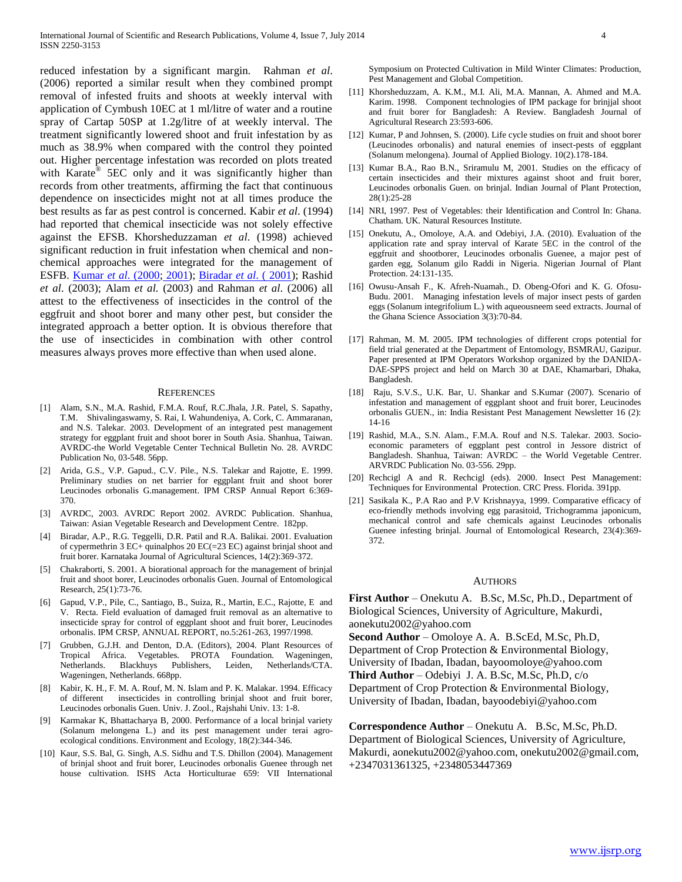reduced infestation by a significant margin. Rahman *et al.* (2006) reported a similar result when they combined prompt removal of infested fruits and shoots at weekly interval with application of Cymbush 10EC at 1 ml/litre of water and a routine spray of Cartap 50SP at 1.2g/litre of at weekly interval. The treatment significantly lowered shoot and fruit infestation by as much as 38.9% when compared with the control they pointed out. Higher percentage infestation was recorded on plots treated with Karate® 5EC only and it was significantly higher than records from other treatments, affirming the fact that continuous dependence on insecticides might not at all times produce the best results as far as pest control is concerned. Kabir *et al.* (1994) had reported that chemical insecticide was not solely effective against the EFSB. Khorsheduzzaman *et al.* (1998) achieved significant reduction in fruit infestation when chemical and non-chemical approaches were integrated for the management of ESFB. Kumar *et al.* (2000; 2001); Biradar *et al.* ( 2001); Rashid *et al.* (2003); Alam *et al.* (2003) and Rahman *et al.* (2006) all attest to the effectiveness of insecticides in the control of the eggfruit and shoot borer and many other pest, but consider the integrated approach a better option. It is obvious therefore that the use of insecticides in combination with other control measures always proves more effective than when used alone.

## References

[1] Alam, S.N., M.A. Rashid, F.M.A. Rouf, R.C.Jhala, J.R. Patel, S. Sapathy, T.M. Shivalingaswamy, S. Rai, I. Wahundeniya, A. Cork, C. Ammaranan, and N.S. Talekar. 2003. Development of an integrated pest management strategy for eggplant fruit and shoot borer in South Asia. Shanhua, Taiwan. AVRDC-the World Vegetable Center Technical Bulletin No. 28. AVRDC Publication No, 03-548. 56pp.

[2] Arida, G.S., V.P. Gapud., C.V. Pile., N.S. Talekar and Rajotte, E. 1999. Preliminary studies on net barrier for eggplant fruit and shoot borer Leucinodes orbonalis G.management. IPM CRSP Annual Report 6:369-370.

[3] AVRDC, 2003. AVRDC Report 2002. AVRDC Publication. Shanhua, Taiwan: Asian Vegetable Research and Development Centre. 182pp.

[4] Biradar, A.P., R.G. Teggelli, D.R. Patil and R.A. Balikai. 2001. Evaluation of cypermethrin 3 EC+ quinalphos 20 EC(=23 EC) against brinjal shoot and fruit borer. Karnataka Journal of Agricultural Sciences, 14(2):369-372.

[5] Chakraborti, S. 2001. A biorational approach for the management of brinjal fruit and shoot borer, Leucinodes orbonalis Guen. Journal of Entomological Research, 25(1):73-76.

[6] Gapud, V.P., Pile, C., Santiago, B., Suiza, R., Martin, E.C., Rajotte, E and V. Recta. Field evaluation of damaged fruit removal as an alternative to insecticide spray for control of eggplant shoot and fruit borer, Leucinodes orbonalis. IPM CRSP, ANNUAL REPORT, no.5:261-263, 1997/1998.

[7] Grubben, G.J.H. and Denton, D.A. (Editors), 2004. Plant Resources of Tropical Africa. Vegetables. PROTA Foundation. Wageningen, Netherlands. Blackhuys Publishers, Leiden, Netherlands/CTA. Wageningen, Netherlands. 668pp.

[8] Kabir, K. H., F. M. A. Rouf, M. N. Islam and P. K. Malakar. 1994. Efficacy of different insecticides in controlling brinjal shoot and fruit borer, Leucinodes orbonalis Guen. Univ. J. Zool., Rajshahi Univ. 13: 1-8.

[9] Karmakar K, Bhattacharya B, 2000. Performance of a local brinjal variety (Solanum melongena L.) and its pest management under terai agro-ecological conditions. Environment and Ecology, 18(2):344-346.

[10] Kaur, S.S. Bal, G. Singh, A.S. Sidhu and T.S. Dhillon (2004). Management of brinjal shoot and fruit borer, Leucinodes orbonalis Guenee through net house cultivation. ISHS Acta Horticulturae 659: VII International Symposium on Protected Cultivation in Mild Winter Climates: Production, Pest Management and Global Competition.

[11] Khorsheduzzam, A. K.M., M.I. Ali, M.A. Mannan, A. Ahmed and M.A. Karim. 1998. Component technologies of IPM package for brinjjal shoot and fruit borer for Bangladesh: A Review. Bangladesh Journal of Agricultural Research 23:593-606.

[12] Kumar, P and Johnsen, S. (2000). Life cycle studies on fruit and shoot borer (Leucinodes orbonalis) and natural enemies of insect-pests of eggplant (Solanum melongena). Journal of Applied Biology. 10(2).178-184.

[13] Kumar B.A., Rao B.N., Sriramulu M, 2001. Studies on the efficacy of certain insecticides and their mixtures against shoot and fruit borer, Leucinodes orbonalis Guen. on brinjal. Indian Journal of Plant Protection, 28(1):25-28

[14] NRI, 1997. Pest of Vegetables: their Identification and Control In: Ghana. Chatham. UK. Natural Resources Institute.

[15] Onekutu, A., Omoloye, A.A. and Odebiyi, J.A. (2010). Evaluation of the application rate and spray interval of Karate 5EC in the control of the eggfruit and shootborer, Leucinodes orbonalis Guenee, a major pest of garden egg, Solanum gilo Raddi in Nigeria. Nigerian Journal of Plant Protection. 24:131-135.

[16] Owusu-Ansah F., K. Afreh-Nuamah., D. Obeng-Ofori and K. G. Ofosu-Budu. 2001. Managing infestation levels of major insect pests of garden eggs (Solanum integrifolium L.) with aqueousneem seed extracts. Journal of the Ghana Science Association 3(3):70-84.

[17] Rahman, M. M. 2005. IPM technologies of different crops potential for field trial generated at the Department of Entomology, BSMRAU, Gazipur. Paper presented at IPM Operators Workshop organized by the DANIDA-DAE-SPPS project and held on March 30 at DAE, Khamarbari, Dhaka, Bangladesh.

[18] Raju, S.V.S., U.K. Bar, U. Shankar and S.Kumar (2007). Scenario of infestation and management of eggplant shoot and fruit borer, Leucinodes orbonalis GUEN., in: India Resistant Pest Management Newsletter 16 (2): 14-16

[19] Rashid, M.A., S.N. Alam., F.M.A. Rouf and N.S. Talekar. 2003. Socio-economic parameters of eggplant pest control in Jessore district of Bangladesh. Shanhua, Taiwan: AVRDC – the World Vegetable Centrer. ARVRDC Publication No. 03-556. 29pp.

[20] Rechcigl A and R. Rechcigl (eds). 2000. Insect Pest Management: Techniques for Environmental Protection. CRC Press. Florida. 391pp.

[21] Sasikala K., P.A Rao and P.V Krishnayya, 1999. Comparative efficacy of eco-friendly methods involving egg parasitoid, Trichogramma japonicum, mechanical control and safe chemicals against Leucinodes orbonalis Guenee infesting brinjal. Journal of Entomological Research, 23(4):369-372.

## Authors

**First Author** – Onekutu A. B.Sc, M.Sc, Ph.D., Department of Biological Sciences, University of Agriculture, Makurdi, aonekutu2002@yahoo.com

**Second Author** – Omoloye A. A. B.ScEd, M.Sc, Ph.D, Department of Crop Protection & Environmental Biology, University of Ibadan, Ibadan, bayoomoloye@yahoo.com

**Third Author** – Odebiyi J. A. B.Sc, M.Sc, Ph.D, c/o Department of Crop Protection & Environmental Biology, University of Ibadan, Ibadan, bayoodebiyi@yahoo.com

**Correspondence Author** – Onekutu A. B.Sc, M.Sc, Ph.D. Department of Biological Sciences, University of Agriculture, Makurdi, aonekutu2002@yahoo.com, onekutu2002@gmail.com, +2347031361325, +2348053447369